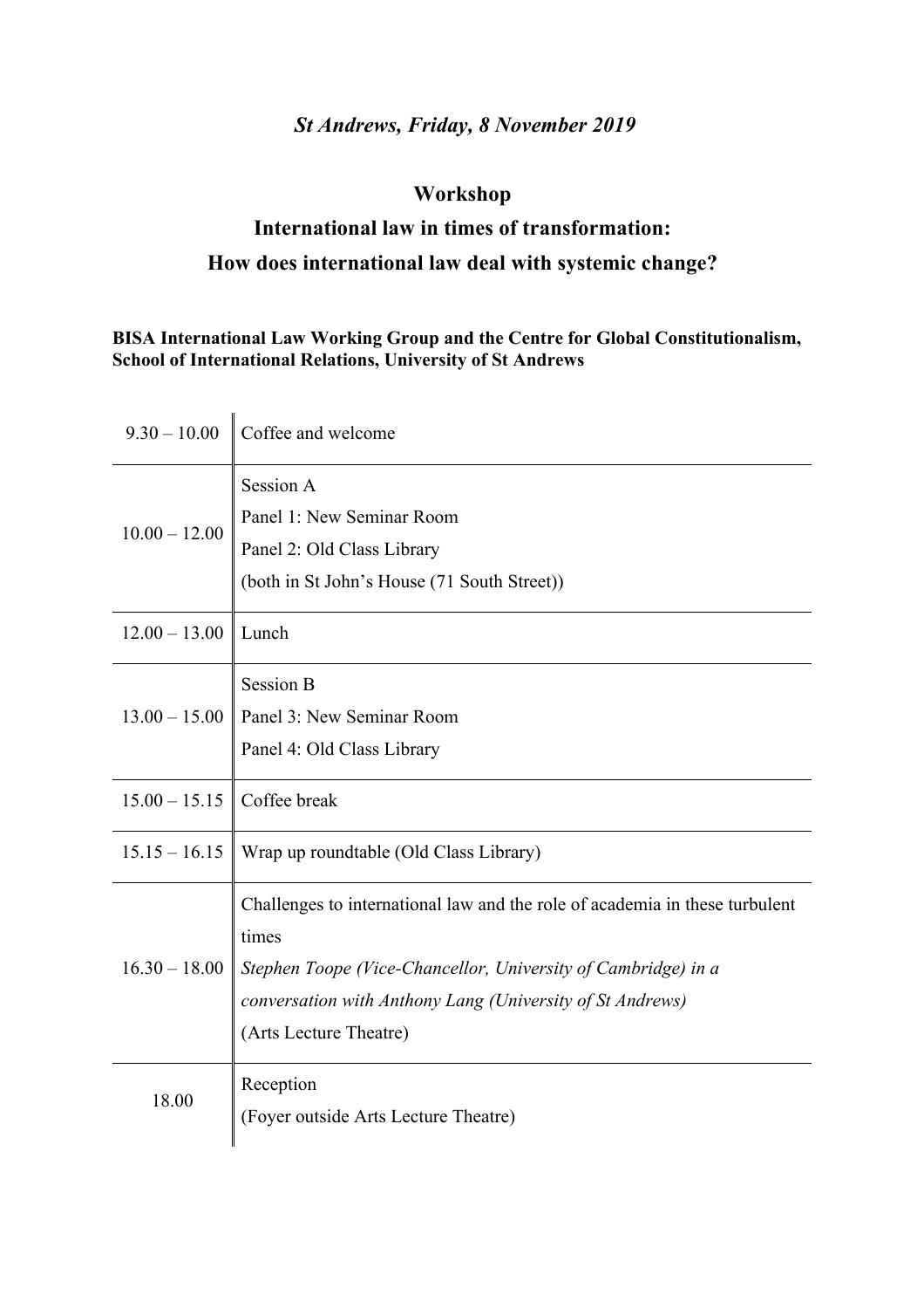*St Andrews, Friday, 8 November 2019*

# Workshop

## International law in times of transformation: How does international law deal with systemic change?

**BISA International Law Working Group and the Centre for Global Constitutionalism, School of International Relations, University of St Andrews**

| | |
|---|---|
| 9.30 – 10.00 | Coffee and welcome |
| 10.00 – 12.00 | Session A<br>Panel 1: New Seminar Room<br>Panel 2: Old Class Library<br>(both in St John's House (71 South Street)) |
| 12.00 – 13.00 | Lunch |
| 13.00 – 15.00 | Session B<br>Panel 3: New Seminar Room<br>Panel 4: Old Class Library |
| 15.00 – 15.15 | Coffee break |
| 15.15 – 16.15 | Wrap up roundtable (Old Class Library) |
| 16.30 – 18.00 | Challenges to international law and the role of academia in these turbulent times<br>*Stephen Toope (Vice-Chancellor, University of Cambridge) in a conversation with Anthony Lang (University of St Andrews)*<br>(Arts Lecture Theatre) |
| 18.00 | Reception<br>(Foyer outside Arts Lecture Theatre) |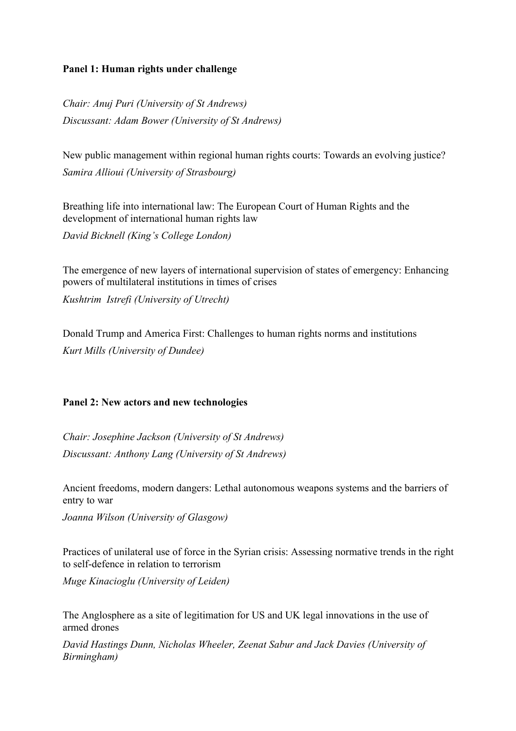**Panel 1: Human rights under challenge**

*Chair: Anuj Puri (University of St Andrews)*
*Discussant: Adam Bower (University of St Andrews)*

New public management within regional human rights courts: Towards an evolving justice?
*Samira Allioui (University of Strasbourg)*

Breathing life into international law: The European Court of Human Rights and the development of international human rights law
*David Bicknell (King's College London)*

The emergence of new layers of international supervision of states of emergency: Enhancing powers of multilateral institutions in times of crises
*Kushtrim Istrefi (University of Utrecht)*

Donald Trump and America First: Challenges to human rights norms and institutions
*Kurt Mills (University of Dundee)*

**Panel 2: New actors and new technologies**

*Chair: Josephine Jackson (University of St Andrews)*
*Discussant: Anthony Lang (University of St Andrews)*

Ancient freedoms, modern dangers: Lethal autonomous weapons systems and the barriers of entry to war
*Joanna Wilson (University of Glasgow)*

Practices of unilateral use of force in the Syrian crisis: Assessing normative trends in the right to self-defence in relation to terrorism
*Muge Kinacioglu (University of Leiden)*

The Anglosphere as a site of legitimation for US and UK legal innovations in the use of armed drones
*David Hastings Dunn, Nicholas Wheeler, Zeenat Sabur and Jack Davies (University of Birmingham)*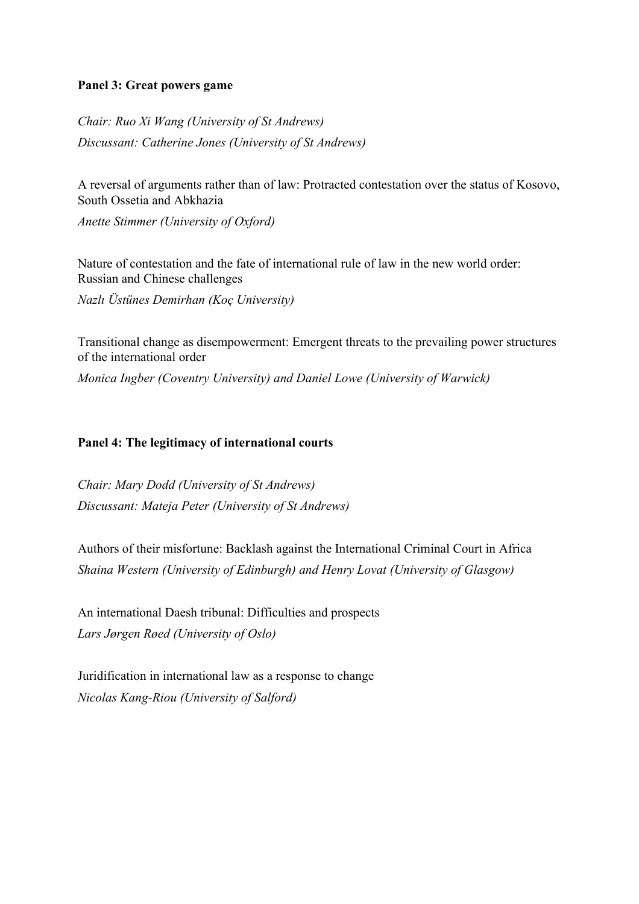**Panel 3: Great powers game**

*Chair: Ruo Xi Wang (University of St Andrews)*
*Discussant: Catherine Jones (University of St Andrews)*

A reversal of arguments rather than of law: Protracted contestation over the status of Kosovo, South Ossetia and Abkhazia

*Anette Stimmer (University of Oxford)*

Nature of contestation and the fate of international rule of law in the new world order: Russian and Chinese challenges

*Nazlı Üstünes Demirhan (Koç University)*

Transitional change as disempowerment: Emergent threats to the prevailing power structures of the international order

*Monica Ingber (Coventry University) and Daniel Lowe (University of Warwick)*

**Panel 4: The legitimacy of international courts**

*Chair: Mary Dodd (University of St Andrews)*
*Discussant: Mateja Peter (University of St Andrews)*

Authors of their misfortune: Backlash against the International Criminal Court in Africa
*Shaina Western (University of Edinburgh) and Henry Lovat (University of Glasgow)*

An international Daesh tribunal: Difficulties and prospects
*Lars Jørgen Røed (University of Oslo)*

Juridification in international law as a response to change
*Nicolas Kang-Riou (University of Salford)*